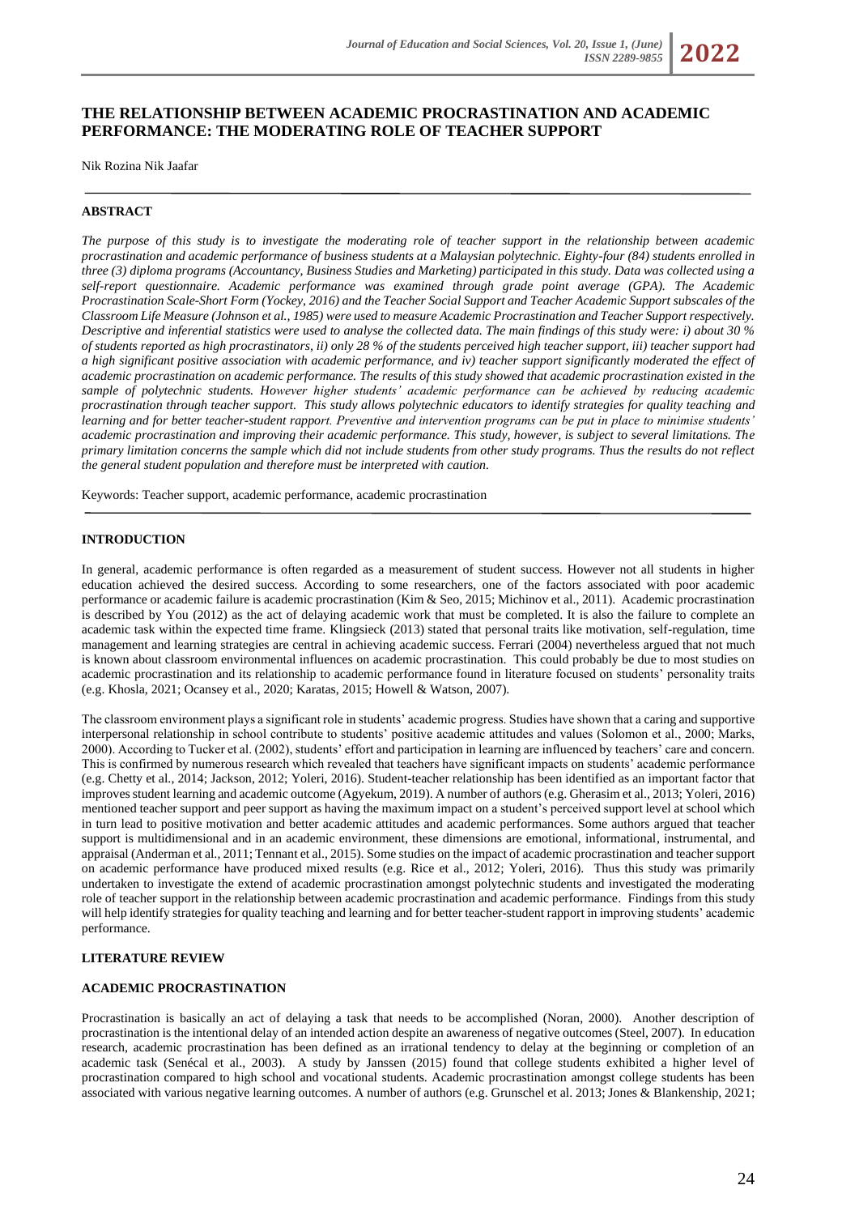# THE RELATIONSHIP BETWEEN ACADEMIC PROCRASTINATION AND ACADEMIC PERFORMANCE: THE MODERATING ROLE OF TEACHER SUPPORT

Nik Rozina Nik Jaafar

## ABSTRACT

*The purpose of this study is to investigate the moderating role of teacher support in the relationship between academic procrastination and academic performance of business students at a Malaysian polytechnic. Eighty-four (84) students enrolled in three (3) diploma programs (Accountancy, Business Studies and Marketing) participated in this study. Data was collected using a self-report questionnaire. Academic performance was examined through grade point average (GPA). The Academic Procrastination Scale-Short Form (Yockey, 2016) and the Teacher Social Support and Teacher Academic Support subscales of the Classroom Life Measure (Johnson et al., 1985) were used to measure Academic Procrastination and Teacher Support respectively. Descriptive and inferential statistics were used to analyse the collected data. The main findings of this study were: i) about 30 % of students reported as high procrastinators, ii) only 28 % of the students perceived high teacher support, iii) teacher support had a high significant positive association with academic performance, and iv) teacher support significantly moderated the effect of academic procrastination on academic performance. The results of this study showed that academic procrastination existed in the sample of polytechnic students. However higher students' academic performance can be achieved by reducing academic procrastination through teacher support. This study allows polytechnic educators to identify strategies for quality teaching and learning and for better teacher-student rapport. Preventive and intervention programs can be put in place to minimise students' academic procrastination and improving their academic performance. This study, however, is subject to several limitations. The primary limitation concerns the sample which did not include students from other study programs. Thus the results do not reflect the general student population and therefore must be interpreted with caution.*

Keywords: Teacher support, academic performance, academic procrastination

## INTRODUCTION

In general, academic performance is often regarded as a measurement of student success. However not all students in higher education achieved the desired success. According to some researchers, one of the factors associated with poor academic performance or academic failure is academic procrastination (Kim & Seo, 2015; Michinov et al., 2011). Academic procrastination is described by You (2012) as the act of delaying academic work that must be completed. It is also the failure to complete an academic task within the expected time frame. Klingsieck (2013) stated that personal traits like motivation, self-regulation, time management and learning strategies are central in achieving academic success. Ferrari (2004) nevertheless argued that not much is known about classroom environmental influences on academic procrastination. This could probably be due to most studies on academic procrastination and its relationship to academic performance found in literature focused on students' personality traits (e.g. Khosla, 2021; Ocansey et al., 2020; Karatas, 2015; Howell & Watson, 2007).

The classroom environment plays a significant role in students' academic progress. Studies have shown that a caring and supportive interpersonal relationship in school contribute to students' positive academic attitudes and values (Solomon et al., 2000; Marks, 2000). According to Tucker et al. (2002), students' effort and participation in learning are influenced by teachers' care and concern. This is confirmed by numerous research which revealed that teachers have significant impacts on students' academic performance (e.g. Chetty et al., 2014; Jackson, 2012; Yoleri, 2016). Student-teacher relationship has been identified as an important factor that improves student learning and academic outcome (Agyekum, 2019). A number of authors (e.g. Gherasim et al., 2013; Yoleri, 2016) mentioned teacher support and peer support as having the maximum impact on a student's perceived support level at school which in turn lead to positive motivation and better academic attitudes and academic performances. Some authors argued that teacher support is multidimensional and in an academic environment, these dimensions are emotional, informational, instrumental, and appraisal (Anderman et al., 2011; Tennant et al., 2015). Some studies on the impact of academic procrastination and teacher support on academic performance have produced mixed results (e.g. Rice et al., 2012; Yoleri, 2016). Thus this study was primarily undertaken to investigate the extend of academic procrastination amongst polytechnic students and investigated the moderating role of teacher support in the relationship between academic procrastination and academic performance. Findings from this study will help identify strategies for quality teaching and learning and for better teacher-student rapport in improving students' academic performance.

## LITERATURE REVIEW

### ACADEMIC PROCRASTINATION

Procrastination is basically an act of delaying a task that needs to be accomplished (Noran, 2000). Another description of procrastination is the intentional delay of an intended action despite an awareness of negative outcomes (Steel, 2007). In education research, academic procrastination has been defined as an irrational tendency to delay at the beginning or completion of an academic task (Senécal et al., 2003). A study by Janssen (2015) found that college students exhibited a higher level of procrastination compared to high school and vocational students. Academic procrastination amongst college students has been associated with various negative learning outcomes. A number of authors (e.g. Grunschel et al. 2013; Jones & Blankenship, 2021;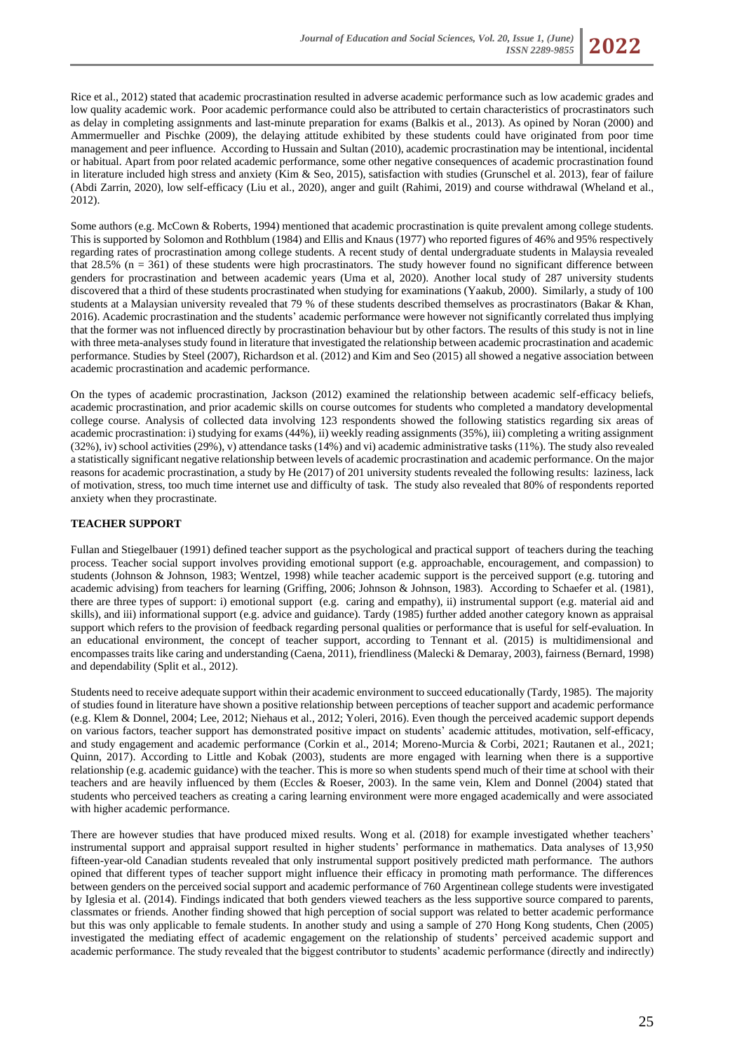Rice et al., 2012) stated that academic procrastination resulted in adverse academic performance such as low academic grades and low quality academic work. Poor academic performance could also be attributed to certain characteristics of procrastinators such as delay in completing assignments and last-minute preparation for exams (Balkis et al., 2013). As opined by Noran (2000) and Ammermueller and Pischke (2009), the delaying attitude exhibited by these students could have originated from poor time management and peer influence. According to Hussain and Sultan (2010), academic procrastination may be intentional, incidental or habitual. Apart from poor related academic performance, some other negative consequences of academic procrastination found in literature included high stress and anxiety (Kim & Seo, 2015), satisfaction with studies (Grunschel et al. 2013), fear of failure (Abdi Zarrin, 2020), low self-efficacy (Liu et al., 2020), anger and guilt (Rahimi, 2019) and course withdrawal (Wheland et al., 2012).

Some authors (e.g. McCown & Roberts, 1994) mentioned that academic procrastination is quite prevalent among college students. This is supported by Solomon and Rothblum (1984) and Ellis and Knaus (1977) who reported figures of 46% and 95% respectively regarding rates of procrastination among college students. A recent study of dental undergraduate students in Malaysia revealed that 28.5% (n = 361) of these students were high procrastinators. The study however found no significant difference between genders for procrastination and between academic years (Uma et al, 2020). Another local study of 287 university students discovered that a third of these students procrastinated when studying for examinations (Yaakub, 2000). Similarly, a study of 100 students at a Malaysian university revealed that 79 % of these students described themselves as procrastinators (Bakar & Khan, 2016). Academic procrastination and the students' academic performance were however not significantly correlated thus implying that the former was not influenced directly by procrastination behaviour but by other factors. The results of this study is not in line with three meta-analyses study found in literature that investigated the relationship between academic procrastination and academic performance. Studies by Steel (2007), Richardson et al. (2012) and Kim and Seo (2015) all showed a negative association between academic procrastination and academic performance.

On the types of academic procrastination, Jackson (2012) examined the relationship between academic self-efficacy beliefs, academic procrastination, and prior academic skills on course outcomes for students who completed a mandatory developmental college course. Analysis of collected data involving 123 respondents showed the following statistics regarding six areas of academic procrastination: i) studying for exams (44%), ii) weekly reading assignments (35%), iii) completing a writing assignment (32%), iv) school activities (29%), v) attendance tasks (14%) and vi) academic administrative tasks (11%). The study also revealed a statistically significant negative relationship between levels of academic procrastination and academic performance. On the major reasons for academic procrastination, a study by He (2017) of 201 university students revealed the following results: laziness, lack of motivation, stress, too much time internet use and difficulty of task. The study also revealed that 80% of respondents reported anxiety when they procrastinate.

## TEACHER SUPPORT

Fullan and Stiegelbauer (1991) defined teacher support as the psychological and practical support of teachers during the teaching process. Teacher social support involves providing emotional support (e.g. approachable, encouragement, and compassion) to students (Johnson & Johnson, 1983; Wentzel, 1998) while teacher academic support is the perceived support (e.g. tutoring and academic advising) from teachers for learning (Griffing, 2006; Johnson & Johnson, 1983). According to Schaefer et al. (1981), there are three types of support: i) emotional support (e.g. caring and empathy), ii) instrumental support (e.g. material aid and skills), and iii) informational support (e.g. advice and guidance). Tardy (1985) further added another category known as appraisal support which refers to the provision of feedback regarding personal qualities or performance that is useful for self-evaluation. In an educational environment, the concept of teacher support, according to Tennant et al. (2015) is multidimensional and encompasses traits like caring and understanding (Caena, 2011), friendliness (Malecki & Demaray, 2003), fairness (Bernard, 1998) and dependability (Split et al., 2012).

Students need to receive adequate support within their academic environment to succeed educationally (Tardy, 1985). The majority of studies found in literature have shown a positive relationship between perceptions of teacher support and academic performance (e.g. Klem & Donnel, 2004; Lee, 2012; Niehaus et al., 2012; Yoleri, 2016). Even though the perceived academic support depends on various factors, teacher support has demonstrated positive impact on students' academic attitudes, motivation, self-efficacy, and study engagement and academic performance (Corkin et al., 2014; Moreno-Murcia & Corbi, 2021; Rautanen et al., 2021; Quinn, 2017). According to Little and Kobak (2003), students are more engaged with learning when there is a supportive relationship (e.g. academic guidance) with the teacher. This is more so when students spend much of their time at school with their teachers and are heavily influenced by them (Eccles & Roeser, 2003). In the same vein, Klem and Donnel (2004) stated that students who perceived teachers as creating a caring learning environment were more engaged academically and were associated with higher academic performance.

There are however studies that have produced mixed results. Wong et al. (2018) for example investigated whether teachers' instrumental support and appraisal support resulted in higher students' performance in mathematics. Data analyses of 13,950 fifteen-year-old Canadian students revealed that only instrumental support positively predicted math performance. The authors opined that different types of teacher support might influence their efficacy in promoting math performance. The differences between genders on the perceived social support and academic performance of 760 Argentinean college students were investigated by Iglesia et al. (2014). Findings indicated that both genders viewed teachers as the less supportive source compared to parents, classmates or friends. Another finding showed that high perception of social support was related to better academic performance but this was only applicable to female students. In another study and using a sample of 270 Hong Kong students, Chen (2005) investigated the mediating effect of academic engagement on the relationship of students' perceived academic support and academic performance. The study revealed that the biggest contributor to students' academic performance (directly and indirectly)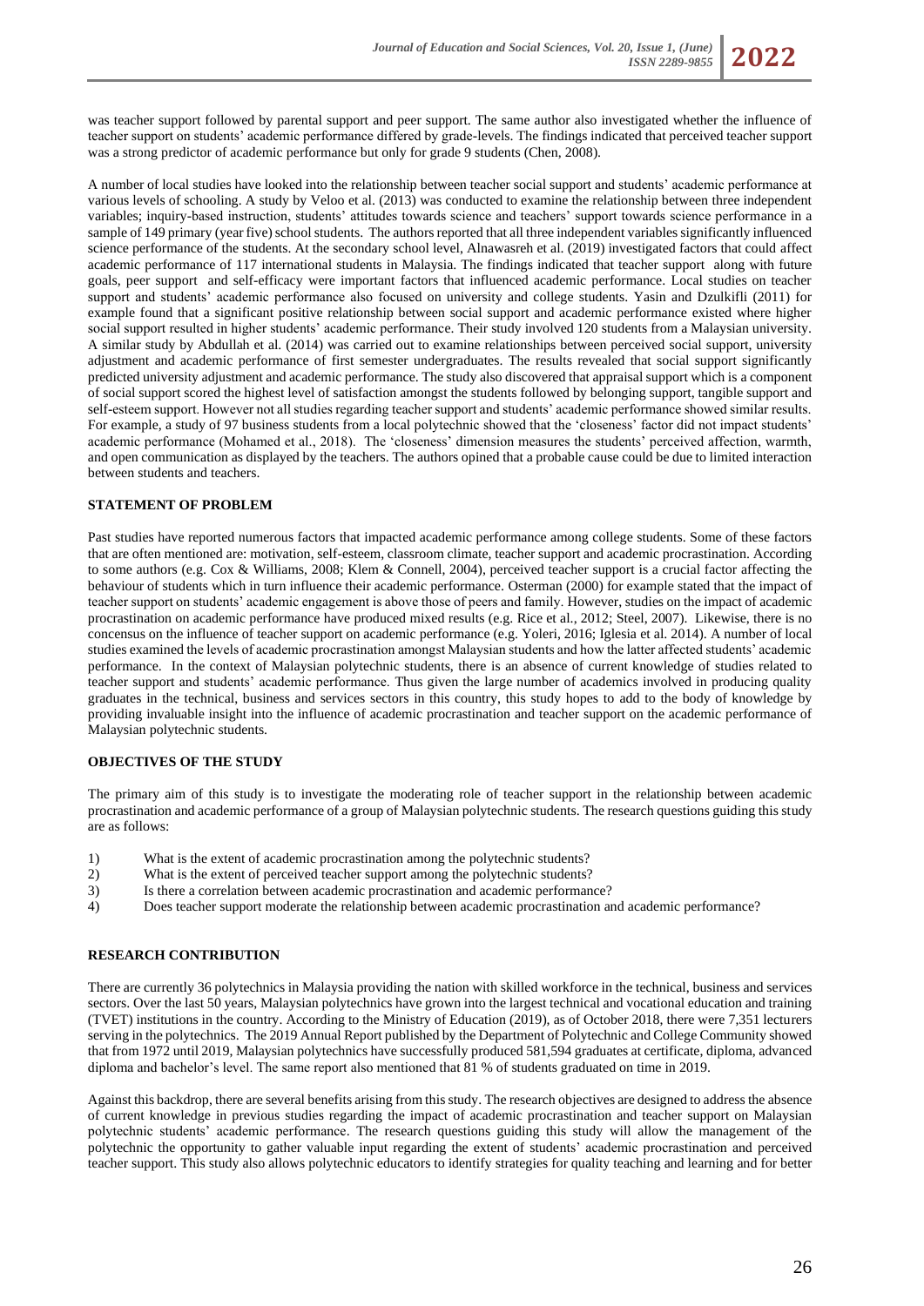was teacher support followed by parental support and peer support. The same author also investigated whether the influence of teacher support on students' academic performance differed by grade-levels. The findings indicated that perceived teacher support was a strong predictor of academic performance but only for grade 9 students (Chen, 2008).

A number of local studies have looked into the relationship between teacher social support and students' academic performance at various levels of schooling. A study by Veloo et al. (2013) was conducted to examine the relationship between three independent variables; inquiry-based instruction, students' attitudes towards science and teachers' support towards science performance in a sample of 149 primary (year five) school students. The authors reported that all three independent variables significantly influenced science performance of the students. At the secondary school level, Alnawasreh et al. (2019) investigated factors that could affect academic performance of 117 international students in Malaysia. The findings indicated that teacher support along with future goals, peer support and self-efficacy were important factors that influenced academic performance. Local studies on teacher support and students' academic performance also focused on university and college students. Yasin and Dzulkifli (2011) for example found that a significant positive relationship between social support and academic performance existed where higher social support resulted in higher students' academic performance. Their study involved 120 students from a Malaysian university. A similar study by Abdullah et al. (2014) was carried out to examine relationships between perceived social support, university adjustment and academic performance of first semester undergraduates. The results revealed that social support significantly predicted university adjustment and academic performance. The study also discovered that appraisal support which is a component of social support scored the highest level of satisfaction amongst the students followed by belonging support, tangible support and self-esteem support. However not all studies regarding teacher support and students' academic performance showed similar results. For example, a study of 97 business students from a local polytechnic showed that the 'closeness' factor did not impact students' academic performance (Mohamed et al., 2018). The 'closeness' dimension measures the students' perceived affection, warmth, and open communication as displayed by the teachers. The authors opined that a probable cause could be due to limited interaction between students and teachers.

## STATEMENT OF PROBLEM

Past studies have reported numerous factors that impacted academic performance among college students. Some of these factors that are often mentioned are: motivation, self-esteem, classroom climate, teacher support and academic procrastination. According to some authors (e.g. Cox & Williams, 2008; Klem & Connell, 2004), perceived teacher support is a crucial factor affecting the behaviour of students which in turn influence their academic performance. Osterman (2000) for example stated that the impact of teacher support on students' academic engagement is above those of peers and family. However, studies on the impact of academic procrastination on academic performance have produced mixed results (e.g. Rice et al., 2012; Steel, 2007). Likewise, there is no concensus on the influence of teacher support on academic performance (e.g. Yoleri, 2016; Iglesia et al. 2014). A number of local studies examined the levels of academic procrastination amongst Malaysian students and how the latter affected students' academic performance. In the context of Malaysian polytechnic students, there is an absence of current knowledge of studies related to teacher support and students' academic performance. Thus given the large number of academics involved in producing quality graduates in the technical, business and services sectors in this country, this study hopes to add to the body of knowledge by providing invaluable insight into the influence of academic procrastination and teacher support on the academic performance of Malaysian polytechnic students.

## OBJECTIVES OF THE STUDY

The primary aim of this study is to investigate the moderating role of teacher support in the relationship between academic procrastination and academic performance of a group of Malaysian polytechnic students. The research questions guiding this study are as follows:

1) What is the extent of academic procrastination among the polytechnic students?
2) What is the extent of perceived teacher support among the polytechnic students?
3) Is there a correlation between academic procrastination and academic performance?
4) Does teacher support moderate the relationship between academic procrastination and academic performance?

## RESEARCH CONTRIBUTION

There are currently 36 polytechnics in Malaysia providing the nation with skilled workforce in the technical, business and services sectors. Over the last 50 years, Malaysian polytechnics have grown into the largest technical and vocational education and training (TVET) institutions in the country. According to the Ministry of Education (2019), as of October 2018, there were 7,351 lecturers serving in the polytechnics. The 2019 Annual Report published by the Department of Polytechnic and College Community showed that from 1972 until 2019, Malaysian polytechnics have successfully produced 581,594 graduates at certificate, diploma, advanced diploma and bachelor's level. The same report also mentioned that 81 % of students graduated on time in 2019.

Against this backdrop, there are several benefits arising from this study. The research objectives are designed to address the absence of current knowledge in previous studies regarding the impact of academic procrastination and teacher support on Malaysian polytechnic students' academic performance. The research questions guiding this study will allow the management of the polytechnic the opportunity to gather valuable input regarding the extent of students' academic procrastination and perceived teacher support. This study also allows polytechnic educators to identify strategies for quality teaching and learning and for better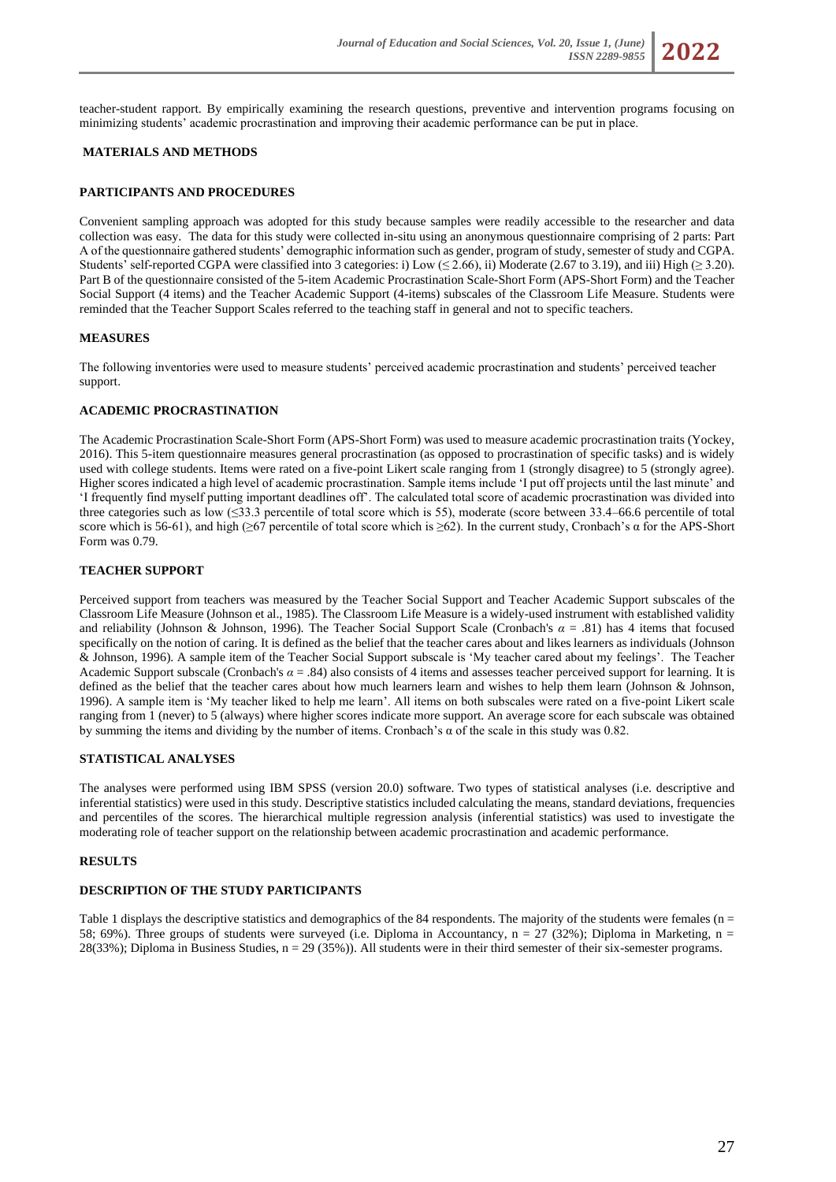teacher-student rapport. By empirically examining the research questions, preventive and intervention programs focusing on minimizing students' academic procrastination and improving their academic performance can be put in place.

## MATERIALS AND METHODS

### PARTICIPANTS AND PROCEDURES

Convenient sampling approach was adopted for this study because samples were readily accessible to the researcher and data collection was easy. The data for this study were collected in-situ using an anonymous questionnaire comprising of 2 parts: Part A of the questionnaire gathered students' demographic information such as gender, program of study, semester of study and CGPA. Students' self-reported CGPA were classified into 3 categories: i) Low ($\leq 2.66$), ii) Moderate (2.67 to 3.19), and iii) High ($\geq 3.20$). Part B of the questionnaire consisted of the 5-item Academic Procrastination Scale-Short Form (APS-Short Form) and the Teacher Social Support (4 items) and the Teacher Academic Support (4-items) subscales of the Classroom Life Measure. Students were reminded that the Teacher Support Scales referred to the teaching staff in general and not to specific teachers.

### MEASURES

The following inventories were used to measure students' perceived academic procrastination and students' perceived teacher support.

### ACADEMIC PROCRASTINATION

The Academic Procrastination Scale-Short Form (APS-Short Form) was used to measure academic procrastination traits (Yockey, 2016). This 5-item questionnaire measures general procrastination (as opposed to procrastination of specific tasks) and is widely used with college students. Items were rated on a five-point Likert scale ranging from 1 (strongly disagree) to 5 (strongly agree). Higher scores indicated a high level of academic procrastination. Sample items include 'I put off projects until the last minute' and 'I frequently find myself putting important deadlines off'. The calculated total score of academic procrastination was divided into three categories such as low ($\leq 33.3$ percentile of total score which is 55), moderate (score between 33.4–66.6 percentile of total score which is 56-61), and high ($\geq 67$ percentile of total score which is $\geq 62$). In the current study, Cronbach's α for the APS-Short Form was 0.79.

### TEACHER SUPPORT

Perceived support from teachers was measured by the Teacher Social Support and Teacher Academic Support subscales of the Classroom Life Measure (Johnson et al., 1985). The Classroom Life Measure is a widely-used instrument with established validity and reliability (Johnson & Johnson, 1996). The Teacher Social Support Scale (Cronbach's $\alpha = .81$) has 4 items that focused specifically on the notion of caring. It is defined as the belief that the teacher cares about and likes learners as individuals (Johnson & Johnson, 1996). A sample item of the Teacher Social Support subscale is 'My teacher cared about my feelings'. The Teacher Academic Support subscale (Cronbach's $\alpha = .84$) also consists of 4 items and assesses teacher perceived support for learning. It is defined as the belief that the teacher cares about how much learners learn and wishes to help them learn (Johnson & Johnson, 1996). A sample item is 'My teacher liked to help me learn'. All items on both subscales were rated on a five-point Likert scale ranging from 1 (never) to 5 (always) where higher scores indicate more support. An average score for each subscale was obtained by summing the items and dividing by the number of items. Cronbach's α of the scale in this study was 0.82.

### STATISTICAL ANALYSES

The analyses were performed using IBM SPSS (version 20.0) software. Two types of statistical analyses (i.e. descriptive and inferential statistics) were used in this study. Descriptive statistics included calculating the means, standard deviations, frequencies and percentiles of the scores. The hierarchical multiple regression analysis (inferential statistics) was used to investigate the moderating role of teacher support on the relationship between academic procrastination and academic performance.

## RESULTS

### DESCRIPTION OF THE STUDY PARTICIPANTS

Table 1 displays the descriptive statistics and demographics of the 84 respondents. The majority of the students were females ($n = 58$; 69%). Three groups of students were surveyed (i.e. Diploma in Accountancy, $n = 27$ (32%); Diploma in Marketing, $n = 28$(33%); Diploma in Business Studies, $n = 29$ (35%)). All students were in their third semester of their six-semester programs.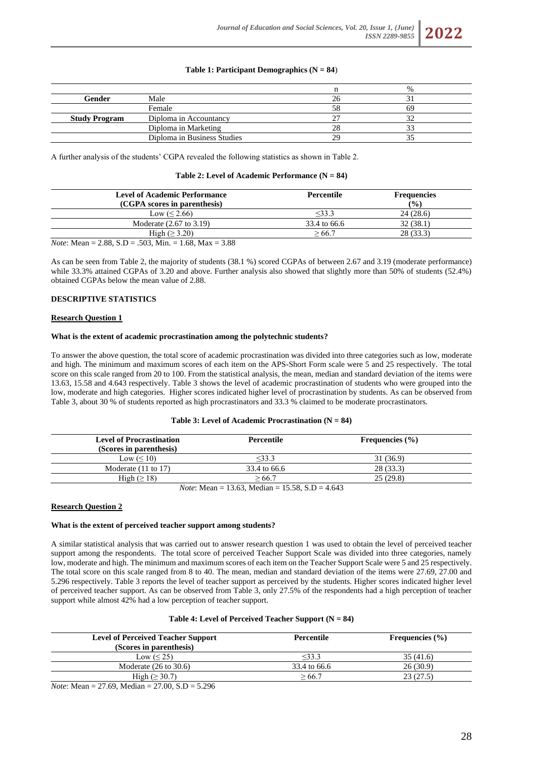**Table 1: Participant Demographics (N = 84**)

| | | n | % |
|---|---|---|---|
| **Gender** | Male | 26 | 31 |
| | Female | 58 | 69 |
| **Study Program** | Diploma in Accountancy | 27 | 32 |
| | Diploma in Marketing | 28 | 33 |
| | Diploma in Business Studies | 29 | 35 |

A further analysis of the students' CGPA revealed the following statistics as shown in Table 2.

**Table 2: Level of Academic Performance (N = 84)**

| Level of Academic Performance (CGPA scores in parenthesis) | Percentile | Frequencies (%) |
|---|---|---|
| Low (≤ 2.66) | ≤33.3 | 24 (28.6) |
| Moderate (2.67 to 3.19) | 33.4 to 66.6 | 32 (38.1) |
| High (≥ 3.20) | ≥ 66.7 | 28 (33.3) |

*Note*: Mean = 2.88, S.D = .503, Min. = 1.68, Max = 3.88

As can be seen from Table 2, the majority of students (38.1 %) scored CGPAs of between 2.67 and 3.19 (moderate performance) while 33.3% attained CGPAs of 3.20 and above. Further analysis also showed that slightly more than 50% of students (52.4%) obtained CGPAs below the mean value of 2.88.

## DESCRIPTIVE STATISTICS

### Research Question 1

**What is the extent of academic procrastination among the polytechnic students?**

To answer the above question, the total score of academic procrastination was divided into three categories such as low, moderate and high. The minimum and maximum scores of each item on the APS-Short Form scale were 5 and 25 respectively. The total score on this scale ranged from 20 to 100. From the statistical analysis, the mean, median and standard deviation of the items were 13.63, 15.58 and 4.643 respectively. Table 3 shows the level of academic procrastination of students who were grouped into the low, moderate and high categories. Higher scores indicated higher level of procrastination by students. As can be observed from Table 3, about 30 % of students reported as high procrastinators and 33.3 % claimed to be moderate procrastinators.

**Table 3: Level of Academic Procrastination (N = 84)**

| Level of Procrastination (Scores in parenthesis) | Percentile | Frequencies (%) |
|---|---|---|
| Low (≤ 10) | ≤33.3 | 31 (36.9) |
| Moderate (11 to 17) | 33.4 to 66.6 | 28 (33.3) |
| High (≥ 18) | ≥ 66.7 | 25 (29.8) |

*Note*: Mean = 13.63, Median = 15.58, S.D = 4.643

### Research Question 2

**What is the extent of perceived teacher support among students?**

A similar statistical analysis that was carried out to answer research question 1 was used to obtain the level of perceived teacher support among the respondents. The total score of perceived Teacher Support Scale was divided into three categories, namely low, moderate and high. The minimum and maximum scores of each item on the Teacher Support Scale were 5 and 25 respectively. The total score on this scale ranged from 8 to 40. The mean, median and standard deviation of the items were 27.69, 27.00 and 5.296 respectively. Table 3 reports the level of teacher support as perceived by the students. Higher scores indicated higher level of perceived teacher support. As can be observed from Table 3, only 27.5% of the respondents had a high perception of teacher support while almost 42% had a low perception of teacher support.

**Table 4: Level of Perceived Teacher Support (N = 84)**

| Level of Perceived Teacher Support (Scores in parenthesis) | Percentile | Frequencies (%) |
|---|---|---|
| Low (≤ 25) | ≤33.3 | 35 (41.6) |
| Moderate (26 to 30.6) | 33.4 to 66.6 | 26 (30.9) |
| High (≥ 30.7) | ≥ 66.7 | 23 (27.5) |

*Note*: Mean = 27.69, Median = 27.00, S.D = 5.296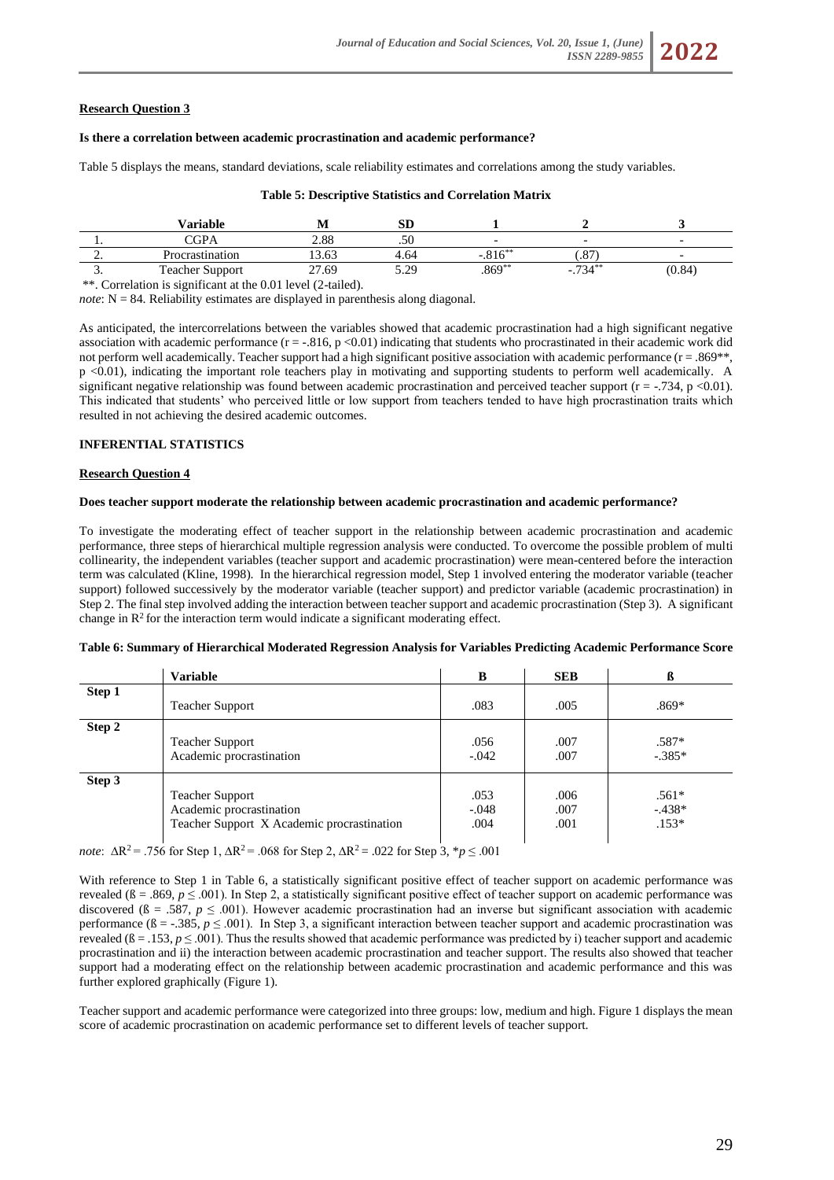**Research Question 3**

**Is there a correlation between academic procrastination and academic performance?**

Table 5 displays the means, standard deviations, scale reliability estimates and correlations among the study variables.

**Table 5: Descriptive Statistics and Correlation Matrix**

| | Variable | M | SD | 1 | 2 | 3 |
|---|---|---|---|---|---|---|
| 1. | CGPA | 2.88 | .50 | - | - | - |
| 2. | Procrastination | 13.63 | 4.64 | -.816** | (.87) | - |
| 3. | Teacher Support | 27.69 | 5.29 | .869** | -.734** | (0.84) |

**. Correlation is significant at the 0.01 level (2-tailed).

*note*: N = 84. Reliability estimates are displayed in parenthesis along diagonal.

As anticipated, the intercorrelations between the variables showed that academic procrastination had a high significant negative association with academic performance ($r = -.816$, $p < 0.01$) indicating that students who procrastinated in their academic work did not perform well academically. Teacher support had a high significant positive association with academic performance ($r = .869$**, $p < 0.01$), indicating the important role teachers play in motivating and supporting students to perform well academically. A significant negative relationship was found between academic procrastination and perceived teacher support ($r = -.734$, $p < 0.01$). This indicated that students' who perceived little or low support from teachers tended to have high procrastination traits which resulted in not achieving the desired academic outcomes.

**INFERENTIAL STATISTICS**

**Research Question 4**

**Does teacher support moderate the relationship between academic procrastination and academic performance?**

To investigate the moderating effect of teacher support in the relationship between academic procrastination and academic performance, three steps of hierarchical multiple regression analysis were conducted. To overcome the possible problem of multi collinearity, the independent variables (teacher support and academic procrastination) were mean-centered before the interaction term was calculated (Kline, 1998). In the hierarchical regression model, Step 1 involved entering the moderator variable (teacher support) followed successively by the moderator variable (teacher support) and predictor variable (academic procrastination) in Step 2. The final step involved adding the interaction between teacher support and academic procrastination (Step 3). A significant change in $R^2$ for the interaction term would indicate a significant moderating effect.

**Table 6: Summary of Hierarchical Moderated Regression Analysis for Variables Predicting Academic Performance Score**

| | Variable | B | SEB | ß |
|---|---|---|---|---|
| **Step 1** | Teacher Support | .083 | .005 | .869* |
| **Step 2** | Teacher Support | .056 | .007 | .587* |
| | Academic procrastination | -.042 | .007 | -.385* |
| **Step 3** | Teacher Support | .053 | .006 | .561* |
| | Academic procrastination | -.048 | .007 | -.438* |
| | Teacher Support X Academic procrastination | .004 | .001 | .153* |

*note*: $\Delta R^2 = .756$ for Step 1, $\Delta R^2 = .068$ for Step 2, $\Delta R^2 = .022$ for Step 3, *$p \leq .001$

With reference to Step 1 in Table 6, a statistically significant positive effect of teacher support on academic performance was revealed (ß = .869, $p \leq .001$). In Step 2, a statistically significant positive effect of teacher support on academic performance was discovered (ß = .587, $p \leq .001$). However academic procrastination had an inverse but significant association with academic performance (ß = -.385, $p \leq .001$). In Step 3, a significant interaction between teacher support and academic procrastination was revealed (ß = .153, $p \leq .001$). Thus the results showed that academic performance was predicted by i) teacher support and academic procrastination and ii) the interaction between academic procrastination and teacher support. The results also showed that teacher support had a moderating effect on the relationship between academic procrastination and academic performance and this was further explored graphically (Figure 1).

Teacher support and academic performance were categorized into three groups: low, medium and high. Figure 1 displays the mean score of academic procrastination on academic performance set to different levels of teacher support.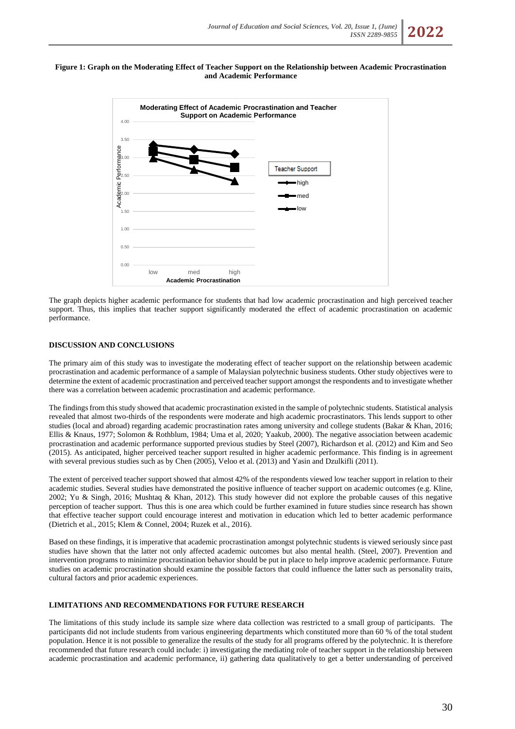**Figure 1: Graph on the Moderating Effect of Teacher Support on the Relationship between Academic Procrastination and Academic Performance**

The graph depicts higher academic performance for students that had low academic procrastination and high perceived teacher support. Thus, this implies that teacher support significantly moderated the effect of academic procrastination on academic performance.

## DISCUSSION AND CONCLUSIONS

The primary aim of this study was to investigate the moderating effect of teacher support on the relationship between academic procrastination and academic performance of a sample of Malaysian polytechnic business students. Other study objectives were to determine the extent of academic procrastination and perceived teacher support amongst the respondents and to investigate whether there was a correlation between academic procrastination and academic performance.

The findings from this study showed that academic procrastination existed in the sample of polytechnic students. Statistical analysis revealed that almost two-thirds of the respondents were moderate and high academic procrastinators. This lends support to other studies (local and abroad) regarding academic procrastination rates among university and college students (Bakar & Khan, 2016; Ellis & Knaus, 1977; Solomon & Rothblum, 1984; Uma et al, 2020; Yaakub, 2000). The negative association between academic procrastination and academic performance supported previous studies by Steel (2007), Richardson et al. (2012) and Kim and Seo (2015). As anticipated, higher perceived teacher support resulted in higher academic performance. This finding is in agreement with several previous studies such as by Chen (2005), Veloo et al. (2013) and Yasin and Dzulkifli (2011).

The extent of perceived teacher support showed that almost 42% of the respondents viewed low teacher support in relation to their academic studies. Several studies have demonstrated the positive influence of teacher support on academic outcomes (e.g. Kline, 2002; Yu & Singh, 2016; Mushtaq & Khan, 2012). This study however did not explore the probable causes of this negative perception of teacher support. Thus this is one area which could be further examined in future studies since research has shown that effective teacher support could encourage interest and motivation in education which led to better academic performance (Dietrich et al., 2015; Klem & Connel, 2004; Ruzek et al., 2016).

Based on these findings, it is imperative that academic procrastination amongst polytechnic students is viewed seriously since past studies have shown that the latter not only affected academic outcomes but also mental health. (Steel, 2007). Prevention and intervention programs to minimize procrastination behavior should be put in place to help improve academic performance. Future studies on academic procrastination should examine the possible factors that could influence the latter such as personality traits, cultural factors and prior academic experiences.

## LIMITATIONS AND RECOMMENDATIONS FOR FUTURE RESEARCH

The limitations of this study include its sample size where data collection was restricted to a small group of participants. The participants did not include students from various engineering departments which constituted more than 60 % of the total student population. Hence it is not possible to generalize the results of the study for all programs offered by the polytechnic. It is therefore recommended that future research could include: i) investigating the mediating role of teacher support in the relationship between academic procrastination and academic performance, ii) gathering data qualitatively to get a better understanding of perceived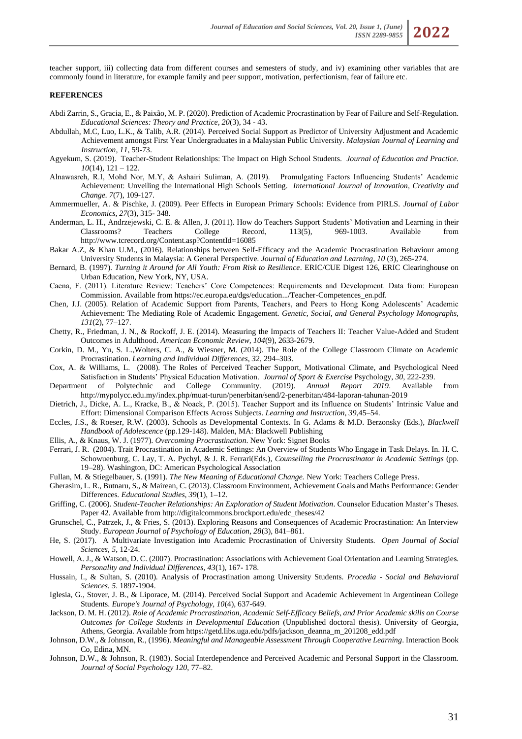teacher support, iii) collecting data from different courses and semesters of study, and iv) examining other variables that are commonly found in literature, for example family and peer support, motivation, perfectionism, fear of failure etc.

**REFERENCES**

Abdi Zarrin, S., Gracia, E., & Paixão, M. P. (2020). Prediction of Academic Procrastination by Fear of Failure and Self-Regulation. *Educational Sciences: Theory and Practice, 20*(3), 34 - 43.

Abdullah, M.C, Luo, L.K., & Talib, A.R. (2014). Perceived Social Support as Predictor of University Adjustment and Academic Achievement amongst First Year Undergraduates in a Malaysian Public University. *Malaysian Journal of Learning and Instruction, 11*, 59-73.

Agyekum, S. (2019). Teacher-Student Relationships: The Impact on High School Students. *Journal of Education and Practice. 10*(14), 121 – 122.

Alnawasreh, R.I, Mohd Nor, M.Y, & Ashairi Suliman, A. (2019). Promulgating Factors Influencing Students' Academic Achievement: Unveiling the International High Schools Setting. *International Journal of Innovation, Creativity and Change. 7*(7), 109-127.

Ammermueller, A. & Pischke, J. (2009). Peer Effects in European Primary Schools: Evidence from PIRLS. *Journal of Labor Economics, 27*(3), 315- 348.

Anderman, L. H., Andrzejewski, C. E. & Allen, J. (2011). How do Teachers Support Students' Motivation and Learning in their Classrooms? Teachers College Record, 113(5), 969-1003. Available from http://www.tcrecord.org/Content.asp?ContentId=16085

Bakar A.Z, & Khan U.M., (2016). Relationships between Self-Efficacy and the Academic Procrastination Behaviour among University Students in Malaysia: A General Perspective. *Journal of Education and Learning, 10* (3), 265-274.

Bernard, B. (1997). *Turning it Around for All Youth: From Risk to Resilience*. ERIC/CUE Digest 126, ERIC Clearinghouse on Urban Education, New York, NY, USA.

Caena, F. (2011). Literature Review: Teachers' Core Competences: Requirements and Development. Data from: European Commission. Available from https://ec.europa.eu/dgs/education.../Teacher-Competences_en.pdf.

Chen, J.J. (2005). Relation of Academic Support from Parents, Teachers, and Peers to Hong Kong Adolescents' Academic Achievement: The Mediating Role of Academic Engagement. *Genetic, Social, and General Psychology Monographs, 131*(2), 77–127.

Chetty, R., Friedman, J. N., & Rockoff, J. E. (2014). Measuring the Impacts of Teachers II: Teacher Value-Added and Student Outcomes in Adulthood. *American Economic Review, 104*(9), 2633-2679.

Corkin, D. M., Yu, S. L.,Wolters, C. A., & Wiesner, M. (2014). The Role of the College Classroom Climate on Academic Procrastination. *Learning and Individual Differences, 32*, 294–303.

Cox, A. & Williams, L. (2008). The Roles of Perceived Teacher Support, Motivational Climate, and Psychological Need Satisfaction in Students' Physical Education Motivation. *Journal of Sport & Exercise* Psychology, *30*, 222-239.

Department of Polytechnic and College Community. (2019). *Annual Report 2019*. Available from http://mypolycc.edu.my/index.php/muat-turun/penerbitan/send/2-penerbitan/484-laporan-tahunan-2019

Dietrich, J., Dicke, A. L., Kracke, B., & Noack, P. (2015). Teacher Support and its Influence on Students' Intrinsic Value and Effort: Dimensional Comparison Effects Across Subjects. *Learning and Instruction, 39*,45–54.

Eccles, J.S., & Roeser, R.W. (2003). Schools as Developmental Contexts. In G. Adams & M.D. Berzonsky (Eds.), *Blackwell Handbook of Adolescence* (pp.129-148). Malden, MA: Blackwell Publishing

Ellis, A., & Knaus, W. J. (1977). *Overcoming Procrastination*. New York: Signet Books

Ferrari, J. R. (2004). Trait Procrastination in Academic Settings: An Overview of Students Who Engage in Task Delays. In. H. C. Schowuenburg, C. Lay, T. A. Pychyl, & J. R. Ferrari(Eds.), *Counselling the Procrastinator in Academic Settings* (pp. 19–28). Washington, DC: American Psychological Association

Fullan, M. & Stiegelbauer, S. (1991). *The New Meaning of Educational Change.* New York: Teachers College Press.

Gherasim, L. R., Butnaru, S., & Mairean, C. (2013). Classroom Environment, Achievement Goals and Maths Performance: Gender Differences. *Educational Studies, 39*(1), 1–12.

Griffing, C. (2006). *Student-Teacher Relationships: An Exploration of Student Motivation*. Counselor Education Master's Theses. Paper 42. Available from http://digitalcommons.brockport.edu/edc_theses/42

Grunschel, C., Patrzek, J., & Fries, S. (2013). Exploring Reasons and Consequences of Academic Procrastination: An Interview Study. *European Journal of Psychology of Education, 28*(3), 841–861.

He, S. (2017). A Multivariate Investigation into Academic Procrastination of University Students. *Open Journal of Social Sciences, 5*, 12-24.

Howell, A. J., & Watson, D. C. (2007). Procrastination: Associations with Achievement Goal Orientation and Learning Strategies. *Personality and Individual Differences, 43*(1), 167- 178.

Hussain, I., & Sultan, S. (2010). Analysis of Procrastination among University Students. *Procedia - Social and Behavioral Sciences. 5*. 1897-1904.

Iglesia, G., Stover, J. B., & Liporace, M. (2014). Perceived Social Support and Academic Achievement in Argentinean College Students. *Europe's Journal of Psychology, 10*(4), 637-649.

Jackson, D. M. H. (2012). *Role of Academic Procrastination, Academic Self-Efficacy Beliefs, and Prior Academic skills on Course Outcomes for College Students in Developmental Education* (Unpublished doctoral thesis). University of Georgia, Athens, Georgia. Available from https://getd.libs.uga.edu/pdfs/jackson_deanna_m_201208_edd.pdf

Johnson, D.W., & Johnson, R., (1996). *Meaningful and Manageable Assessment Through Cooperative Learning*. Interaction Book Co, Edina, MN.

Johnson, D.W., & Johnson, R. (1983). Social Interdependence and Perceived Academic and Personal Support in the Classroom. *Journal of Social Psychology 120*, 77–82.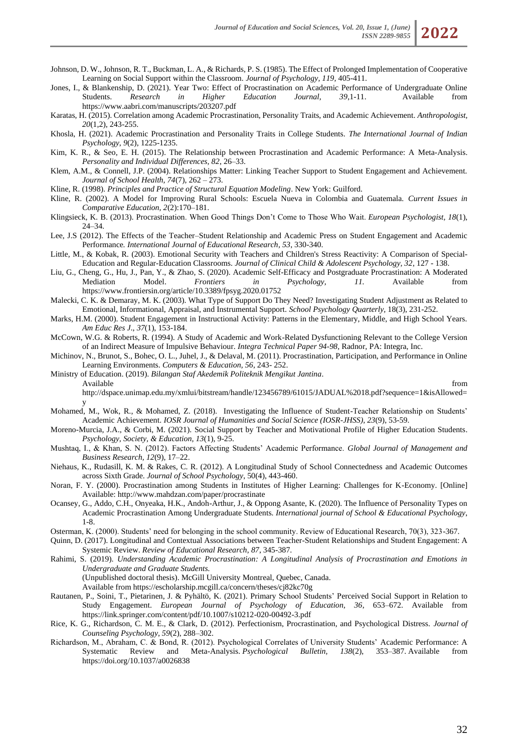Johnson, D. W., Johnson, R. T., Buckman, L. A., & Richards, P. S. (1985). The Effect of Prolonged Implementation of Cooperative Learning on Social Support within the Classroom. *Journal of Psychology, 119*, 405-411.

Jones, I., & Blankenship, D. (2021). Year Two: Effect of Procrastination on Academic Performance of Undergraduate Online Students. *Research in Higher Education Journal, 39*,1-11. Available from https://www.aabri.com/manuscripts/203207.pdf

Karatas, H. (2015). Correlation among Academic Procrastination, Personality Traits, and Academic Achievement. *Anthropologist, 20*(1,2), 243-255.

Khosla, H. (2021). Academic Procrastination and Personality Traits in College Students. *The International Journal of Indian Psychology, 9*(2), 1225-1235.

Kim, K. R., & Seo, E. H. (2015). The Relationship between Procrastination and Academic Performance: A Meta-Analysis. *Personality and Individual Differences, 82*, 26–33.

Klem, A.M., & Connell, J.P. (2004). Relationships Matter: Linking Teacher Support to Student Engagement and Achievement. *Journal of School Health, 74*(7), 262 – 273.

Kline, R. (1998). *Principles and Practice of Structural Equation Modeling*. New York: Guilford.

Kline, R. (2002). A Model for Improving Rural Schools: Escuela Nueva in Colombia and Guatemala. *Current Issues in Comparative Education, 2*(2):170–181.

Klingsieck, K. B. (2013). Procrastination. When Good Things Don't Come to Those Who Wait. *European Psychologist, 18*(1), 24–34.

Lee, J.S (2012). The Effects of the Teacher–Student Relationship and Academic Press on Student Engagement and Academic Performance. *International Journal of Educational Research, 53*, 330-340.

Little, M., & Kobak, R. (2003). Emotional Security with Teachers and Children's Stress Reactivity: A Comparison of Special-Education and Regular-Education Classrooms. *Journal of Clinical Child & Adolescent Psychology, 32*, 127 - 138.

Liu, G., Cheng, G., Hu, J., Pan, Y., & Zhao, S. (2020). Academic Self-Efficacy and Postgraduate Procrastination: A Moderated Mediation Model. *Frontiers in Psychology, 11.* Available from https://www.frontiersin.org/article/10.3389/fpsyg.2020.01752

Malecki, C. K. & Demaray, M. K. (2003). What Type of Support Do They Need? Investigating Student Adjustment as Related to Emotional, Informational, Appraisal, and Instrumental Support. *School Psychology Quarterly*, 18(3), 231-252.

Marks, H.M. (2000). Student Engagement in Instructional Activity: Patterns in the Elementary, Middle, and High School Years. *Am Educ Res J., 37*(1), 153-184.

McCown, W.G. & Roberts, R. (1994). A Study of Academic and Work-Related Dysfunctioning Relevant to the College Version of an Indirect Measure of Impulsive Behaviour. *Integra Technical Paper 94-98*, Radnor, PA: Integra, Inc.

Michinov, N., Brunot, S., Bohec, O. L., Juhel, J., & Delaval, M. (2011). Procrastination, Participation, and Performance in Online Learning Environments. *Computers & Education, 56*, 243- 252.

Ministry of Education. (2019). *Bilangan Staf Akedemik Politeknik Mengikut Jantina*. Available from http://dspace.unimap.edu.my/xmlui/bitstream/handle/123456789/61015/JADUAL%2018.pdf?sequence=1&isAllowed=y

Mohamed, M., Wok, R., & Mohamed, Z. (2018). Investigating the Influence of Student-Teacher Relationship on Students' Academic Achievement. *IOSR Journal of Humanities and Social Science (IOSR-JHSS), 23*(9), 53-59.

Moreno-Murcia, J.A., & Corbi, M. (2021). Social Support by Teacher and Motivational Profile of Higher Education Students. *Psychology, Society, & Education, 13*(1), 9-25.

Mushtaq, I., & Khan, S. N. (2012). Factors Affecting Students' Academic Performance. *Global Journal of Management and Business Research, 12*(9), 17–22.

Niehaus, K., Rudasill, K. M. & Rakes, C. R. (2012). A Longitudinal Study of School Connectedness and Academic Outcomes across Sixth Grade. *Journal of School Psychology*, 50(4), 443-460.

Noran, F. Y. (2000). Procrastination among Students in Institutes of Higher Learning: Challenges for K-Economy. [Online] Available: http://www.mahdzan.com/paper/procrastinate

Ocansey, G., Addo, C.H., Onyeaka, H.K., Andoh-Arthur, J., & Oppong Asante, K. (2020). The Influence of Personality Types on Academic Procrastination Among Undergraduate Students. *International journal of School & Educational Psychology*, 1-8.

Osterman, K. (2000). Students' need for belonging in the school community. Review of Educational Research, 70(3), 323-367.

Quinn, D. (2017). Longitudinal and Contextual Associations between Teacher-Student Relationships and Student Engagement: A Systemic Review. *Review of Educational Research, 87*, 345-387.

Rahimi, S. (2019). *Understanding Academic Procrastination: A Longitudinal Analysis of Procrastination and Emotions in Undergraduate and Graduate Students.* (Unpublished doctoral thesis). McGill University Montreal, Quebec, Canada. Available from https://escholarship.mcgill.ca/concern/theses/cj82kc70g

Rautanen, P., Soini, T., Pietarinen, J. & Pyhältö, K. (2021). Primary School Students' Perceived Social Support in Relation to Study Engagement. *European Journal of Psychology of Education, 36*, 653–672. Available from https://link.springer.com/content/pdf/10.1007/s10212-020-00492-3.pdf

Rice, K. G., Richardson, C. M. E., & Clark, D. (2012). Perfectionism, Procrastination, and Psychological Distress. *Journal of Counseling Psychology, 59*(2), 288–302.

Richardson, M., Abraham, C. & Bond, R. (2012). Psychological Correlates of University Students' Academic Performance: A Systematic Review and Meta-Analysis. *Psychological Bulletin, 138*(2), 353–387. Available from https://doi.org/10.1037/a0026838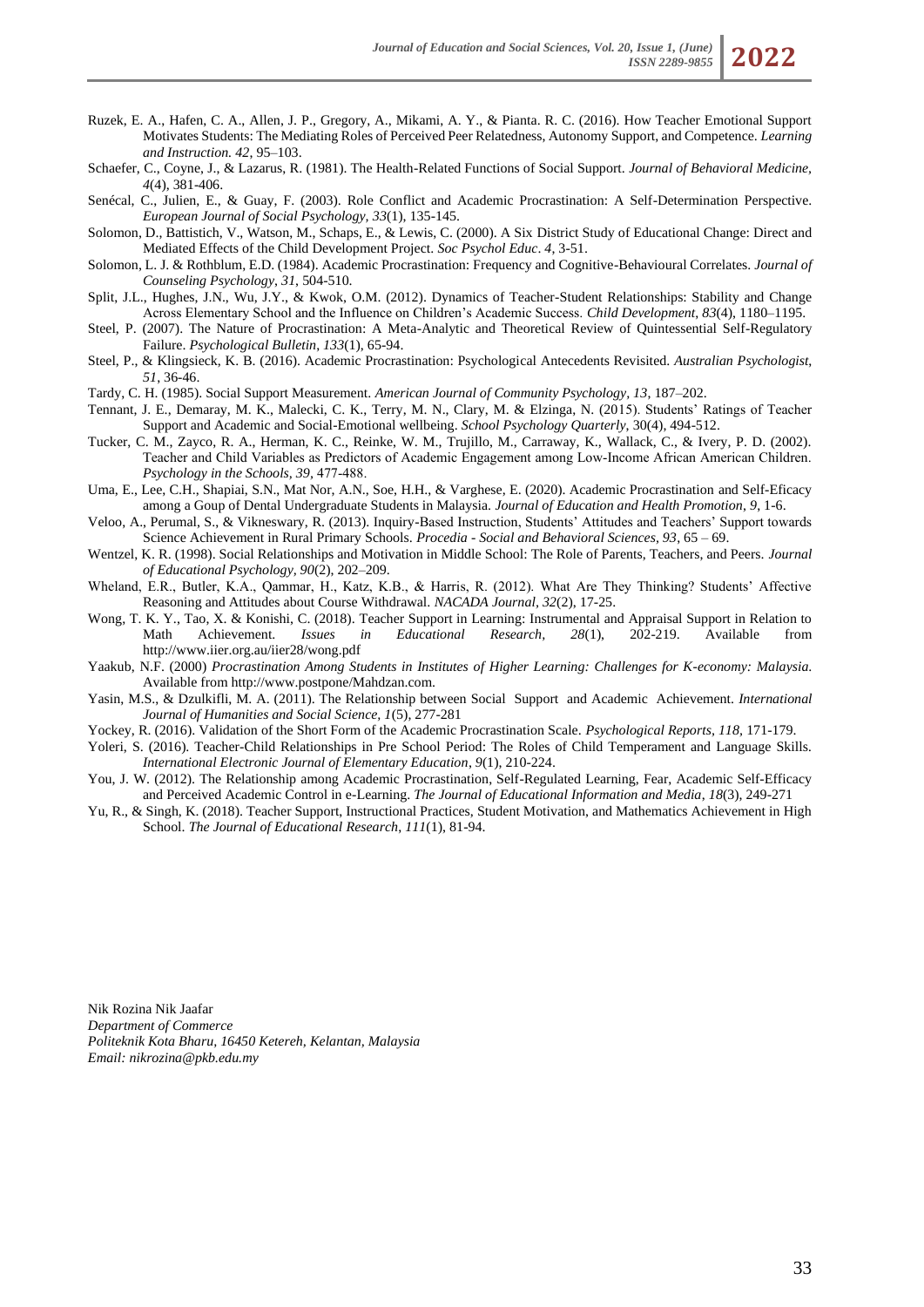Ruzek, E. A., Hafen, C. A., Allen, J. P., Gregory, A., Mikami, A. Y., & Pianta. R. C. (2016). How Teacher Emotional Support Motivates Students: The Mediating Roles of Perceived Peer Relatedness, Autonomy Support, and Competence. *Learning and Instruction. 42*, 95–103.

Schaefer, C., Coyne, J., & Lazarus, R. (1981). The Health-Related Functions of Social Support. *Journal of Behavioral Medicine, 4*(4), 381-406.

Senécal, C., Julien, E., & Guay, F. (2003). Role Conflict and Academic Procrastination: A Self-Determination Perspective. *European Journal of Social Psychology, 33*(1), 135-145.

Solomon, D., Battistich, V., Watson, M., Schaps, E., & Lewis, C. (2000). A Six District Study of Educational Change: Direct and Mediated Effects of the Child Development Project. *Soc Psychol Educ*. *4*, 3-51.

Solomon, L. J. & Rothblum, E.D. (1984). Academic Procrastination: Frequency and Cognitive-Behavioural Correlates. *Journal of Counseling Psychology*, *31*, 504-510.

Split, J.L., Hughes, J.N., Wu, J.Y., & Kwok, O.M. (2012). Dynamics of Teacher-Student Relationships: Stability and Change Across Elementary School and the Influence on Children's Academic Success. *Child Development*, *83*(4), 1180–1195.

Steel, P. (2007). The Nature of Procrastination: A Meta-Analytic and Theoretical Review of Quintessential Self-Regulatory Failure. *Psychological Bulletin*, *133*(1), 65-94.

Steel, P., & Klingsieck, K. B. (2016). Academic Procrastination: Psychological Antecedents Revisited. *Australian Psychologist*, *51*, 36-46.

Tardy, C. H. (1985). Social Support Measurement. *American Journal of Community Psychology, 13*, 187–202.

Tennant, J. E., Demaray, M. K., Malecki, C. K., Terry, M. N., Clary, M. & Elzinga, N. (2015). Students' Ratings of Teacher Support and Academic and Social-Emotional wellbeing. *School Psychology Quarterly*, 30(4), 494-512.

Tucker, C. M., Zayco, R. A., Herman, K. C., Reinke, W. M., Trujillo, M., Carraway, K., Wallack, C., & Ivery, P. D. (2002). Teacher and Child Variables as Predictors of Academic Engagement among Low-Income African American Children. *Psychology in the Schools, 39*, 477-488.

Uma, E., Lee, C.H., Shapiai, S.N., Mat Nor, A.N., Soe, H.H., & Varghese, E. (2020). Academic Procrastination and Self-Eficacy among a Goup of Dental Undergraduate Students in Malaysia. *Journal of Education and Health Promotion*, *9*, 1-6.

Veloo, A., Perumal, S., & Vikneswary, R. (2013). Inquiry-Based Instruction, Students' Attitudes and Teachers' Support towards Science Achievement in Rural Primary Schools. *Procedia - Social and Behavioral Sciences*, *93*, 65 – 69.

Wentzel, K. R. (1998). Social Relationships and Motivation in Middle School: The Role of Parents, Teachers, and Peers. *Journal of Educational Psychology, 90*(2), 202–209.

Wheland, E.R., Butler, K.A., Qammar, H., Katz, K.B., & Harris, R. (2012). What Are They Thinking? Students' Affective Reasoning and Attitudes about Course Withdrawal. *NACADA Journal, 32*(2), 17-25.

Wong, T. K. Y., Tao, X. & Konishi, C. (2018). Teacher Support in Learning: Instrumental and Appraisal Support in Relation to Math Achievement. *Issues in Educational Research, 28*(1), 202-219. Available from http://www.iier.org.au/iier28/wong.pdf

Yaakub, N.F. (2000) *Procrastination Among Students in Institutes of Higher Learning: Challenges for K-economy: Malaysia.* Available from http://www.postpone/Mahdzan.com.

Yasin, M.S., & Dzulkifli, M. A. (2011). The Relationship between Social Support and Academic Achievement. *International Journal of Humanities and Social Science, 1*(5), 277-281

Yockey, R. (2016). Validation of the Short Form of the Academic Procrastination Scale. *Psychological Reports, 118*, 171-179.

Yoleri, S. (2016). Teacher-Child Relationships in Pre School Period: The Roles of Child Temperament and Language Skills. *International Electronic Journal of Elementary Education*, *9*(1), 210-224.

You, J. W. (2012). The Relationship among Academic Procrastination, Self-Regulated Learning, Fear, Academic Self-Efficacy and Perceived Academic Control in e-Learning. *The Journal of Educational Information and Media*, *18*(3), 249-271

Yu, R., & Singh, K. (2018). Teacher Support, Instructional Practices, Student Motivation, and Mathematics Achievement in High School. *The Journal of Educational Research*, *111*(1), 81-94.

Nik Rozina Nik Jaafar
*Department of Commerce*
*Politeknik Kota Bharu, 16450 Ketereh, Kelantan, Malaysia*
*Email: nikrozina@pkb.edu.my*